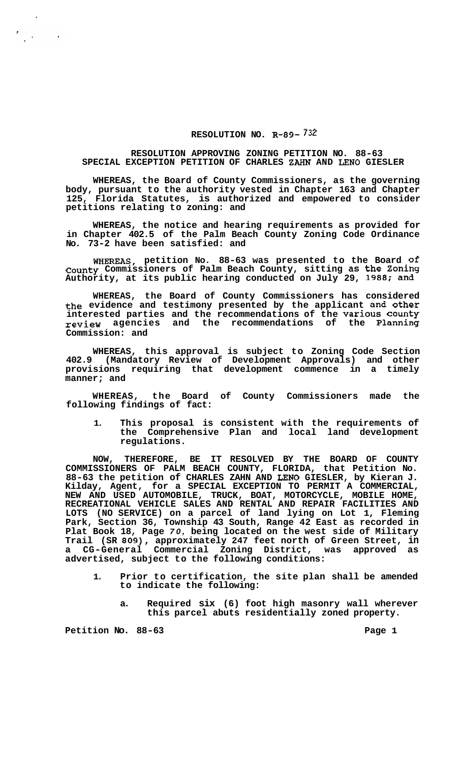# RESOLUTION NO. R-89-732

## RESOLUTION APPROVING ZONING PETITION NO. 88-63 SPECIAL EXCEPTION PETITION OF CHARLES ZAHN AND LENO GIESLER

**WHEREAS, the Board of County Commissioners, as the governing body, pursuant to the authority vested in Chapter 163 and Chapter 125, Florida Statutes, is authorized and empowered to consider petitions relating to zoning: and**

**WHEREAS, the notice and hearing requirements as provided for in Chapter 402.5 of the Palm Beach County Zoning Code Ordinance No. 73-2 have been satisfied: and**

**WHEREAS, petition No. 88-63 was presented to the Board of County Commissioners of Palm Beach County, sitting as the Zoning Authority, at its public hearing conducted on July 29, 1988; and**

**WHEREAS, the Board of County Commissioners has considered the evidence and testimony presented by the applicant and other interested parties and the recommendations of the various county review agencies and the recommendations of the Planning Commission: and**

**WHEREAS, this approval is subject to Zoning Code Section 402.9 (Mandatory Review of Development Approvals) and other provisions requiring that development commence in a timely manner; and**

**WHEREAS, the Board of County Commissioners made the following findings of fact:**

1. **This proposal is consistent with the requirements of the Comprehensive Plan and local land development regulations.**

**NOW, THEREFORE, BE IT RESOLVED BY THE BOARD OF COUNTY COMMISSIONERS OF PALM BEACH COUNTY, FLORIDA, that Petition No. 88-63 the petition of CHARLES ZAHN AND LENO GIESLER, by Kieran J. Kilday, Agent, for a SPECIAL EXCEPTION TO PERMIT A COMMERCIAL, NEW AND USED AUTOMOBILE, TRUCK, BOAT, MOTORCYCLE, MOBILE HOME, RECREATIONAL VEHICLE SALES AND RENTAL AND REPAIR FACILITIES AND LOTS (NO SERVICE) on a parcel of land lying on Lot 1, Fleming Park, Section 36, Township 43 South, Range 42 East as recorded in Plat Book 18, Page 70, being located on the west side of Military Trail (SR 809), approximately 247 feet north of Green Street, in a CG-General Commercial Zoning District, was approved as advertised, subject to the following conditions:**

1. **Prior to certification, the site plan shall be amended to indicate the following:**

    a. **Required six (6) foot high masonry wall wherever this parcel abuts residentially zoned property.**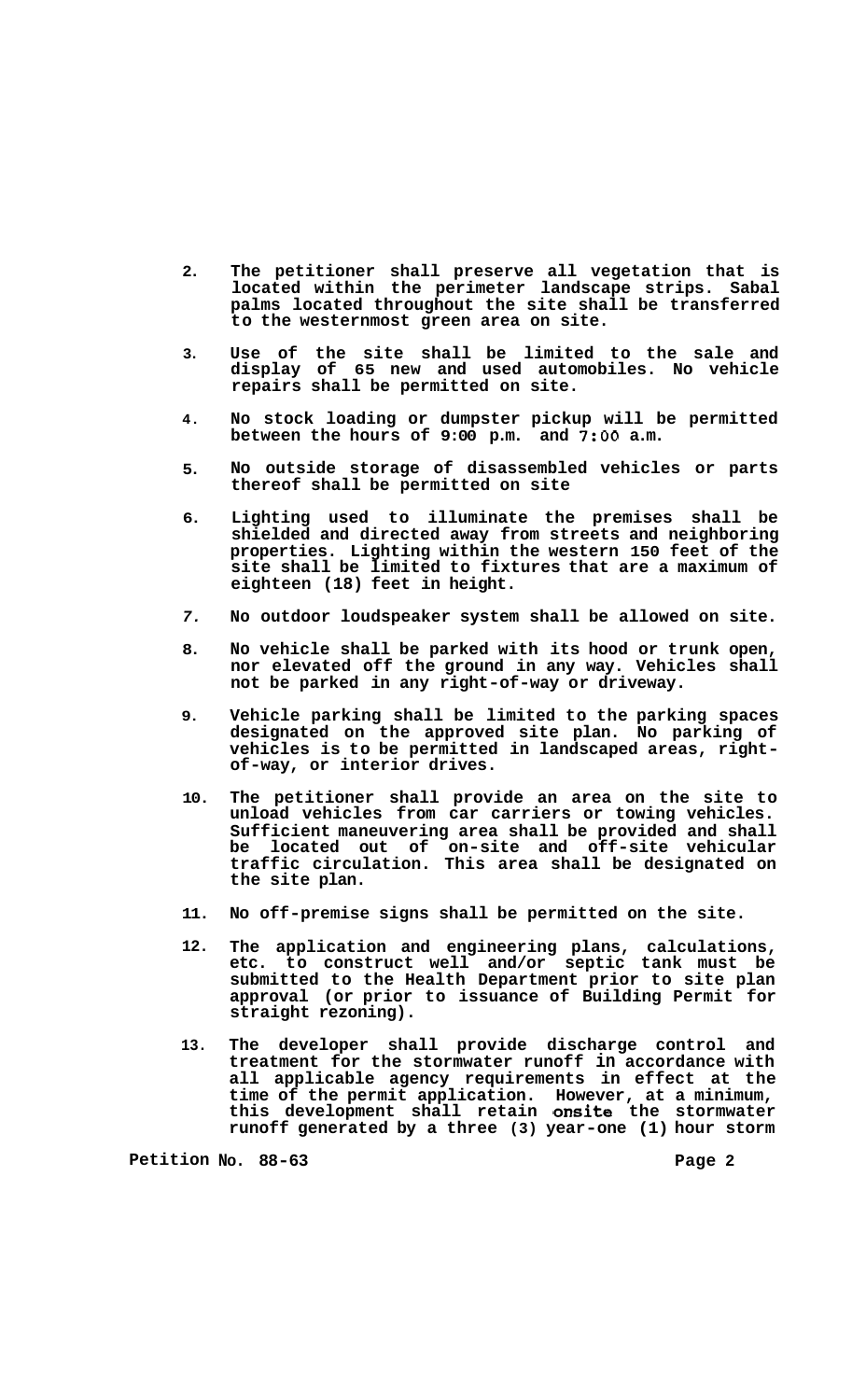2. The petitioner shall preserve all vegetation that is located within the perimeter landscape strips. Sabal palms located throughout the site shall be transferred to the westernmost green area on site.

3. Use of the site shall be limited to the sale and display of 65 new and used automobiles. No vehicle repairs shall be permitted on site.

4. No stock loading or dumpster pickup will be permitted between the hours of 9:00 p.m. and 7:00 a.m.

5. No outside storage of disassembled vehicles or parts thereof shall be permitted on site

6. Lighting used to illuminate the premises shall be shielded and directed away from streets and neighboring properties. Lighting within the western 150 feet of the site shall be limited to fixtures that are a maximum of eighteen (18) feet in height.

7. No outdoor loudspeaker system shall be allowed on site.

8. No vehicle shall be parked with its hood or trunk open, nor elevated off the ground in any way. Vehicles shall not be parked in any right-of-way or driveway.

9. Vehicle parking shall be limited to the parking spaces designated on the approved site plan. No parking of vehicles is to be permitted in landscaped areas, right-of-way, or interior drives.

10. The petitioner shall provide an area on the site to unload vehicles from car carriers or towing vehicles. Sufficient maneuvering area shall be provided and shall be located out of on-site and off-site vehicular traffic circulation. This area shall be designated on the site plan.

11. No off-premise signs shall be permitted on the site.

12. The application and engineering plans, calculations, etc. to construct well and/or septic tank must be submitted to the Health Department prior to site plan approval (or prior to issuance of Building Permit for straight rezoning).

13. The developer shall provide discharge control and treatment for the stormwater runoff in accordance with all applicable agency requirements in effect at the time of the permit application. However, at a minimum, this development shall retain onsite the stormwater runoff generated by a three (3) year-one (1) hour storm

Petition No. 88-63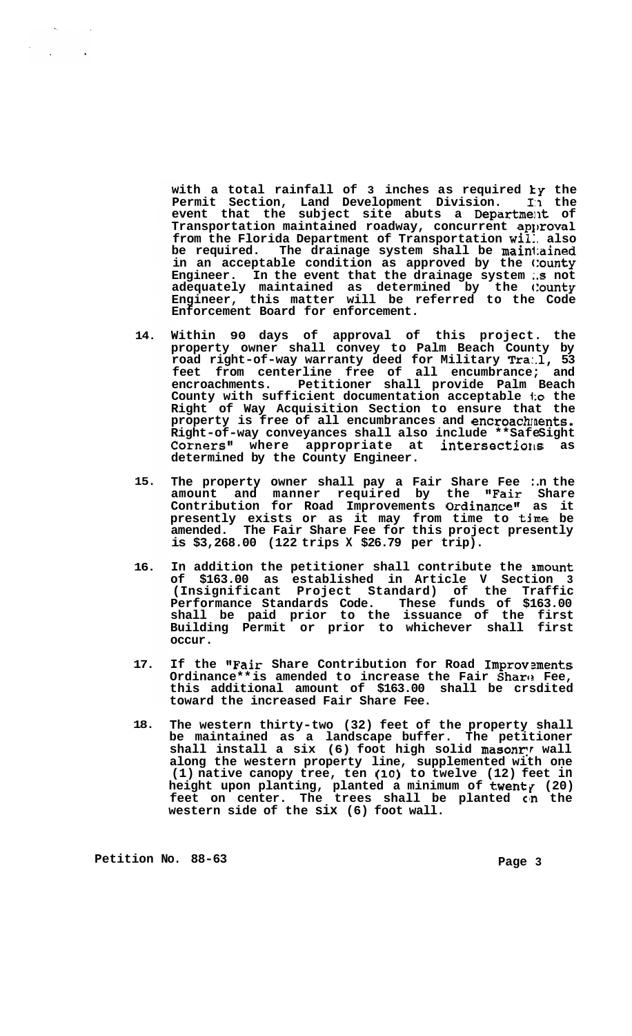with a total rainfall of 3 inches as required by the Permit Section, Land Development Division. In the event that the subject site abuts a Department of Transportation maintained roadway, concurrent approval from the Florida Department of Transportation will also be required. The drainage system shall be maintained in an acceptable condition as approved by the County Engineer. In the event that the drainage system is not adequately maintained as determined by the County Engineer, this matter will be referred to the Code Enforcement Board for enforcement.

14. Within 90 days of approval of this project. the property owner shall convey to Palm Beach County by road right-of-way warranty deed for Military Trail, 53 feet from centerline free of all encumbrance; and encroachments. Petitioner shall provide Palm Beach County with sufficient documentation acceptable to the Right of Way Acquisition Section to ensure that the property is free of all encumbrances and encroachments. Right-of-way conveyances shall also include "Safe Sight Corners" where appropriate at intersections as determined by the County Engineer.

15. The property owner shall pay a Fair Share Fee in the amount and manner required by the "Fair Share Contribution for Road Improvements Ordinance" as it presently exists or as it may from time to time be amended. The Fair Share Fee for this project presently is $3,268.00 (122 trips X $26.79 per trip).

16. In addition the petitioner shall contribute the amount of $163.00 as established in Article V Section 3 (Insignificant Project Standard) of the Traffic Performance Standards Code. These funds of $163.00 shall be paid prior to the issuance of the first Building Permit or prior to whichever shall first occur.

17. If the "Fair Share Contribution for Road Improvements Ordinance" is amended to increase the Fair Share Fee, this additional amount of $163.00 shall be credited toward the increased Fair Share Fee.

18. The western thirty-two (32) feet of the property shall be maintained as a landscape buffer. The petitioner shall install a six (6) foot high solid masonry wall along the western property line, supplemented with one (1) native canopy tree, ten (10) to twelve (12) feet in height upon planting, planted a minimum of twenty (20) feet on center. The trees shall be planted on the western side of the six (6) foot wall.

Petition No. 88-63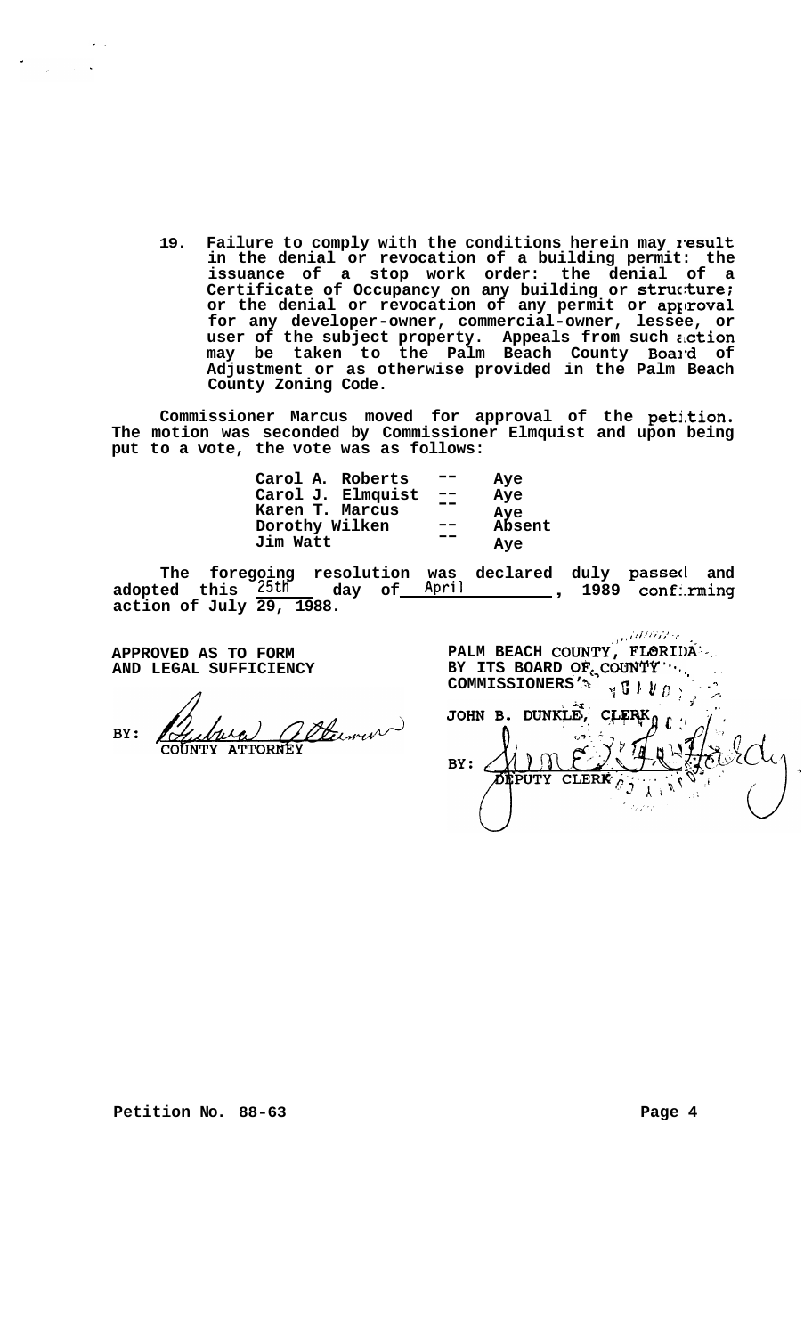19. Failure to comply with the conditions herein may result in the denial or revocation of a building permit: the issuance of a stop work order: the denial of a Certificate of Occupancy on any building or structure; or the denial or revocation of any permit or approval for any developer-owner, commercial-owner, lessee, or user of the subject property. Appeals from such action may be taken to the Palm Beach County Board of Adjustment or as otherwise provided in the Palm Beach County Zoning Code.

Commissioner Marcus moved for approval of the petition. The motion was seconded by Commissioner Elmquist and upon being put to a vote, the vote was as follows:

| | | |
|---|---|---|
| Carol A. Roberts | -- | Aye |
| Carol J. Elmquist | -- | Aye |
| Karen T. Marcus | -- | Aye |
| Dorothy Wilken | -- | Absent |
| Jim Watt | -- | Aye |

The foregoing resolution was declared duly passed and adopted this 25th day of April, 1989 confirming action of July 29, 1988.

APPROVED AS TO FORM AND LEGAL SUFFICIENCY

BY: COUNTY ATTORNEY

PALM BEACH COUNTY, FLORIDA BY ITS BOARD OF COUNTY COMMISSIONERS

JOHN B. DUNKLE, CLERK

BY: DEPUTY CLERK

Petition No. 88-63